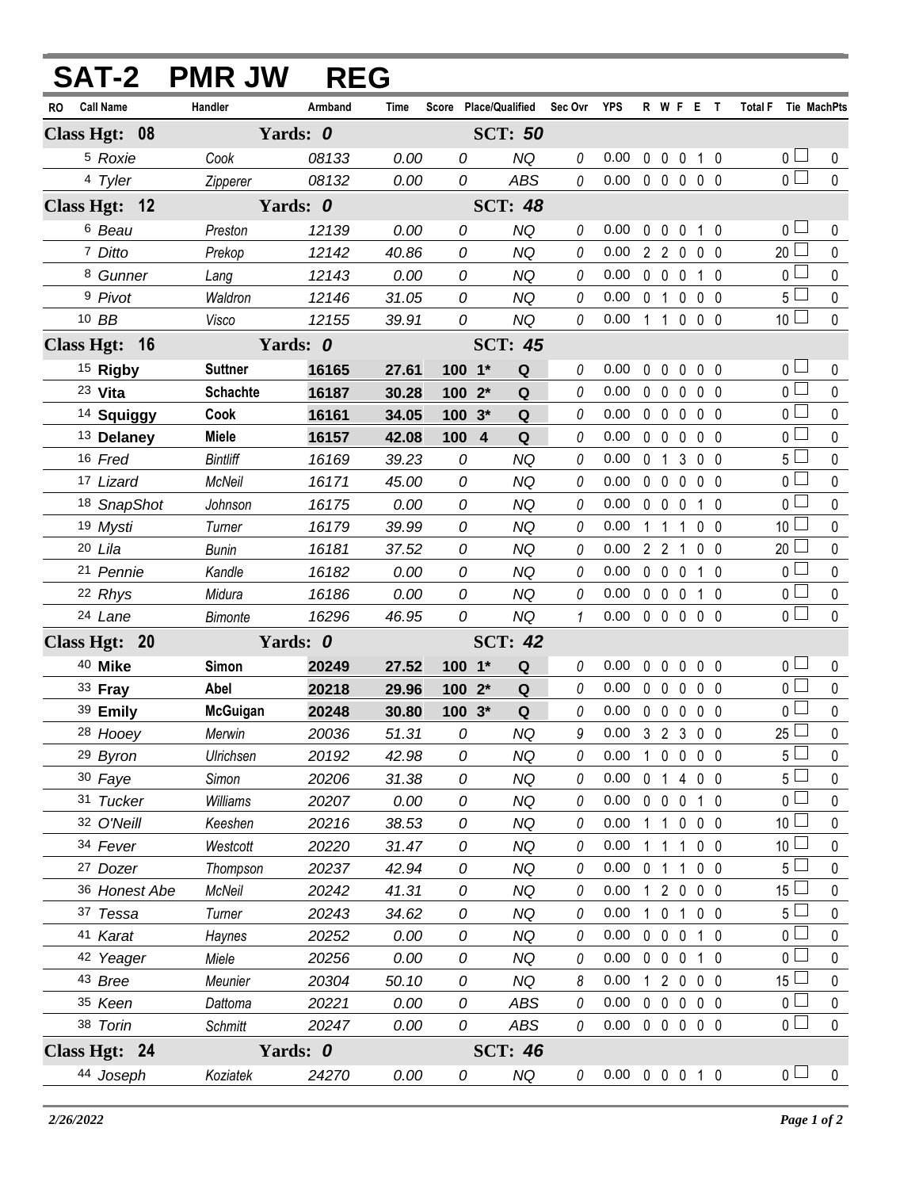# SAT-2 PMR JW REG

| RO | Call Name | Handler | Armband | Time | Score | Place/Qualified | | Sec Ovr | YPS | R | W | F | E | T | Total F | Tie | MachPts |
|---|---|---|---|---|---|---|---|---|---|---|---|---|---|---|---|---|---|
| **Class Hgt: 08** | | **Yards: 0** | | | | **SCT: 50** | | | | | | | | | | | |
| 5 | Roxie | Cook | 08133 | 0.00 | 0 | | NQ | 0 | 0.00 | 0 | 0 | 0 | 1 | 0 | 0 | ☐ | 0 |
| 4 | Tyler | Zipperer | 08132 | 0.00 | 0 | | ABS | 0 | 0.00 | 0 | 0 | 0 | 0 | 0 | 0 | ☐ | 0 |
| **Class Hgt: 12** | | **Yards: 0** | | | | **SCT: 48** | | | | | | | | | | | |
| 6 | Beau | Preston | 12139 | 0.00 | 0 | | NQ | 0 | 0.00 | 0 | 0 | 0 | 1 | 0 | 0 | ☐ | 0 |
| 7 | Ditto | Prekop | 12142 | 40.86 | 0 | | NQ | 0 | 0.00 | 2 | 2 | 0 | 0 | 0 | 20 | ☐ | 0 |
| 8 | Gunner | Lang | 12143 | 0.00 | 0 | | NQ | 0 | 0.00 | 0 | 0 | 0 | 1 | 0 | 0 | ☐ | 0 |
| 9 | Pivot | Waldron | 12146 | 31.05 | 0 | | NQ | 0 | 0.00 | 0 | 1 | 0 | 0 | 0 | 5 | ☐ | 0 |
| 10 | BB | Visco | 12155 | 39.91 | 0 | | NQ | 0 | 0.00 | 1 | 1 | 0 | 0 | 0 | 10 | ☐ | 0 |
| **Class Hgt: 16** | | **Yards: 0** | | | | **SCT: 45** | | | | | | | | | | | |
| 15 | **Rigby** | **Suttner** | **16165** | **27.61** | **100** | **1*** | **Q** | 0 | 0.00 | 0 | 0 | 0 | 0 | 0 | 0 | ☐ | 0 |
| 23 | **Vita** | **Schachte** | **16187** | **30.28** | **100** | **2*** | **Q** | 0 | 0.00 | 0 | 0 | 0 | 0 | 0 | 0 | ☐ | 0 |
| 14 | **Squiggy** | **Cook** | **16161** | **34.05** | **100** | **3*** | **Q** | 0 | 0.00 | 0 | 0 | 0 | 0 | 0 | 0 | ☐ | 0 |
| 13 | **Delaney** | **Miele** | **16157** | **42.08** | **100** | **4** | **Q** | 0 | 0.00 | 0 | 0 | 0 | 0 | 0 | 0 | ☐ | 0 |
| 16 | Fred | Bintliff | 16169 | 39.23 | 0 | | NQ | 0 | 0.00 | 0 | 1 | 3 | 0 | 0 | 5 | ☐ | 0 |
| 17 | Lizard | McNeil | 16171 | 45.00 | 0 | | NQ | 0 | 0.00 | 0 | 0 | 0 | 0 | 0 | 0 | ☐ | 0 |
| 18 | SnapShot | Johnson | 16175 | 0.00 | 0 | | NQ | 0 | 0.00 | 0 | 0 | 0 | 1 | 0 | 0 | ☐ | 0 |
| 19 | Mysti | Turner | 16179 | 39.99 | 0 | | NQ | 0 | 0.00 | 1 | 1 | 1 | 0 | 0 | 10 | ☐ | 0 |
| 20 | Lila | Bunin | 16181 | 37.52 | 0 | | NQ | 0 | 0.00 | 2 | 2 | 1 | 0 | 0 | 20 | ☐ | 0 |
| 21 | Pennie | Kandle | 16182 | 0.00 | 0 | | NQ | 0 | 0.00 | 0 | 0 | 0 | 1 | 0 | 0 | ☐ | 0 |
| 22 | Rhys | Midura | 16186 | 0.00 | 0 | | NQ | 0 | 0.00 | 0 | 0 | 0 | 1 | 0 | 0 | ☐ | 0 |
| 24 | Lane | Bimonte | 16296 | 46.95 | 0 | | NQ | 1 | 0.00 | 0 | 0 | 0 | 0 | 0 | 0 | ☐ | 0 |
| **Class Hgt: 20** | | **Yards: 0** | | | | **SCT: 42** | | | | | | | | | | | |
| 40 | **Mike** | **Simon** | **20249** | **27.52** | **100** | **1*** | **Q** | 0 | 0.00 | 0 | 0 | 0 | 0 | 0 | 0 | ☐ | 0 |
| 33 | **Fray** | **Abel** | **20218** | **29.96** | **100** | **2*** | **Q** | 0 | 0.00 | 0 | 0 | 0 | 0 | 0 | 0 | ☐ | 0 |
| 39 | **Emily** | **McGuigan** | **20248** | **30.80** | **100** | **3*** | **Q** | 0 | 0.00 | 0 | 0 | 0 | 0 | 0 | 0 | ☐ | 0 |
| 28 | Hooey | Merwin | 20036 | 51.31 | 0 | | NQ | 9 | 0.00 | 3 | 2 | 3 | 0 | 0 | 25 | ☐ | 0 |
| 29 | Byron | Ulrichsen | 20192 | 42.98 | 0 | | NQ | 0 | 0.00 | 1 | 0 | 0 | 0 | 0 | 5 | ☐ | 0 |
| 30 | Faye | Simon | 20206 | 31.38 | 0 | | NQ | 0 | 0.00 | 0 | 1 | 4 | 0 | 0 | 5 | ☐ | 0 |
| 31 | Tucker | Williams | 20207 | 0.00 | 0 | | NQ | 0 | 0.00 | 0 | 0 | 0 | 1 | 0 | 0 | ☐ | 0 |
| 32 | O'Neill | Keeshen | 20216 | 38.53 | 0 | | NQ | 0 | 0.00 | 1 | 1 | 0 | 0 | 0 | 10 | ☐ | 0 |
| 34 | Fever | Westcott | 20220 | 31.47 | 0 | | NQ | 0 | 0.00 | 1 | 1 | 1 | 0 | 0 | 10 | ☐ | 0 |
| 27 | Dozer | Thompson | 20237 | 42.94 | 0 | | NQ | 0 | 0.00 | 0 | 1 | 1 | 0 | 0 | 5 | ☐ | 0 |
| 36 | Honest Abe | McNeil | 20242 | 41.31 | 0 | | NQ | 0 | 0.00 | 1 | 2 | 0 | 0 | 0 | 15 | ☐ | 0 |
| 37 | Tessa | Turner | 20243 | 34.62 | 0 | | NQ | 0 | 0.00 | 1 | 0 | 1 | 0 | 0 | 5 | ☐ | 0 |
| 41 | Karat | Haynes | 20252 | 0.00 | 0 | | NQ | 0 | 0.00 | 0 | 0 | 0 | 1 | 0 | 0 | ☐ | 0 |
| 42 | Yeager | Miele | 20256 | 0.00 | 0 | | NQ | 0 | 0.00 | 0 | 0 | 0 | 1 | 0 | 0 | ☐ | 0 |
| 43 | Bree | Meunier | 20304 | 50.10 | 0 | | NQ | 8 | 0.00 | 1 | 2 | 0 | 0 | 0 | 15 | ☐ | 0 |
| 35 | Keen | Dattoma | 20221 | 0.00 | 0 | | ABS | 0 | 0.00 | 0 | 0 | 0 | 0 | 0 | 0 | ☐ | 0 |
| 38 | Torin | Schmitt | 20247 | 0.00 | 0 | | ABS | 0 | 0.00 | 0 | 0 | 0 | 0 | 0 | 0 | ☐ | 0 |
| **Class Hgt: 24** | | **Yards: 0** | | | | **SCT: 46** | | | | | | | | | | | |
| 44 | Joseph | Koziatek | 24270 | 0.00 | 0 | | NQ | 0 | 0.00 | 0 | 0 | 0 | 1 | 0 | 0 | ☐ | 0 |

*2/26/2022*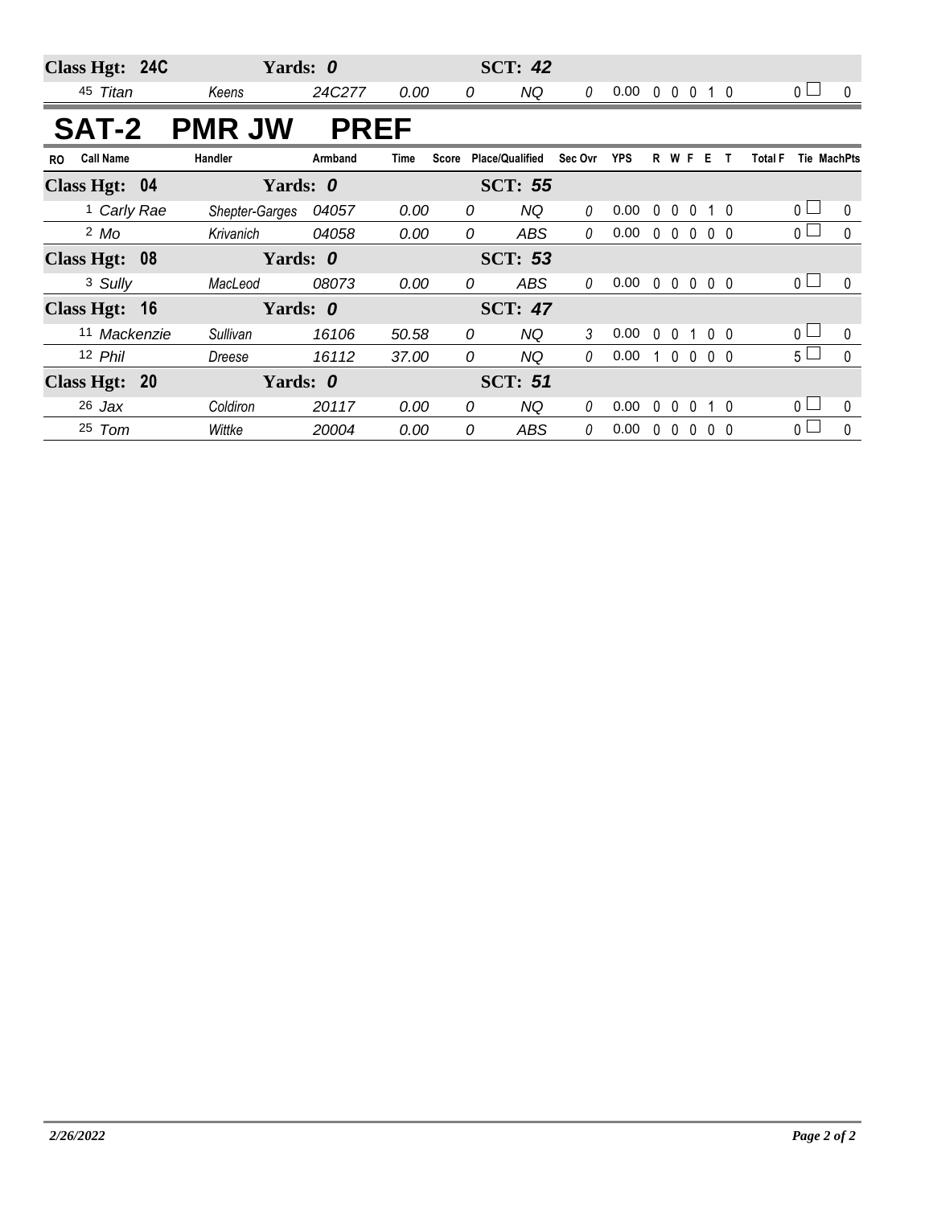| Class Hgt: 24C | | Yards: 0 | | | SCT: 42 | | | | | | | | | | |
|---|---|---|---|---|---|---|---|---|---|---|---|---|---|---|---|
| 45 Titan | Keens | 24C277 | 0.00 | 0 | NQ | 0 | 0.00 | 0 | 0 | 0 | 1 | 0 | | 0 | 0 |

# SAT-2 PMR JW PREF

| RO Call Name | Handler | Armband | Time | Score | Place/Qualified | Sec Ovr | YPS | R | W | F | E | T | Total F | Tie | MachPts |
|---|---|---|---|---|---|---|---|---|---|---|---|---|---|---|---|
| **Class Hgt: 04** | | **Yards: 0** | | | **SCT: 55** | | | | | | | | | | |
| 1 Carly Rae | Shepter-Garges | 04057 | 0.00 | 0 | NQ | 0 | 0.00 | 0 | 0 | 0 | 1 | 0 | 0 | | 0 |
| 2 Mo | Krivanich | 04058 | 0.00 | 0 | ABS | 0 | 0.00 | 0 | 0 | 0 | 0 | 0 | 0 | | 0 |
| **Class Hgt: 08** | | **Yards: 0** | | | **SCT: 53** | | | | | | | | | | |
| 3 Sully | MacLeod | 08073 | 0.00 | 0 | ABS | 0 | 0.00 | 0 | 0 | 0 | 0 | 0 | 0 | | 0 |
| **Class Hgt: 16** | | **Yards: 0** | | | **SCT: 47** | | | | | | | | | | |
| 11 Mackenzie | Sullivan | 16106 | 50.58 | 0 | NQ | 3 | 0.00 | 0 | 0 | 1 | 0 | 0 | 0 | | 0 |
| 12 Phil | Dreese | 16112 | 37.00 | 0 | NQ | 0 | 0.00 | 1 | 0 | 0 | 0 | 0 | 5 | | 0 |
| **Class Hgt: 20** | | **Yards: 0** | | | **SCT: 51** | | | | | | | | | | |
| 26 Jax | Coldiron | 20117 | 0.00 | 0 | NQ | 0 | 0.00 | 0 | 0 | 0 | 1 | 0 | 0 | | 0 |
| 25 Tom | Wittke | 20004 | 0.00 | 0 | ABS | 0 | 0.00 | 0 | 0 | 0 | 0 | 0 | 0 | | 0 |

*2/26/2022*